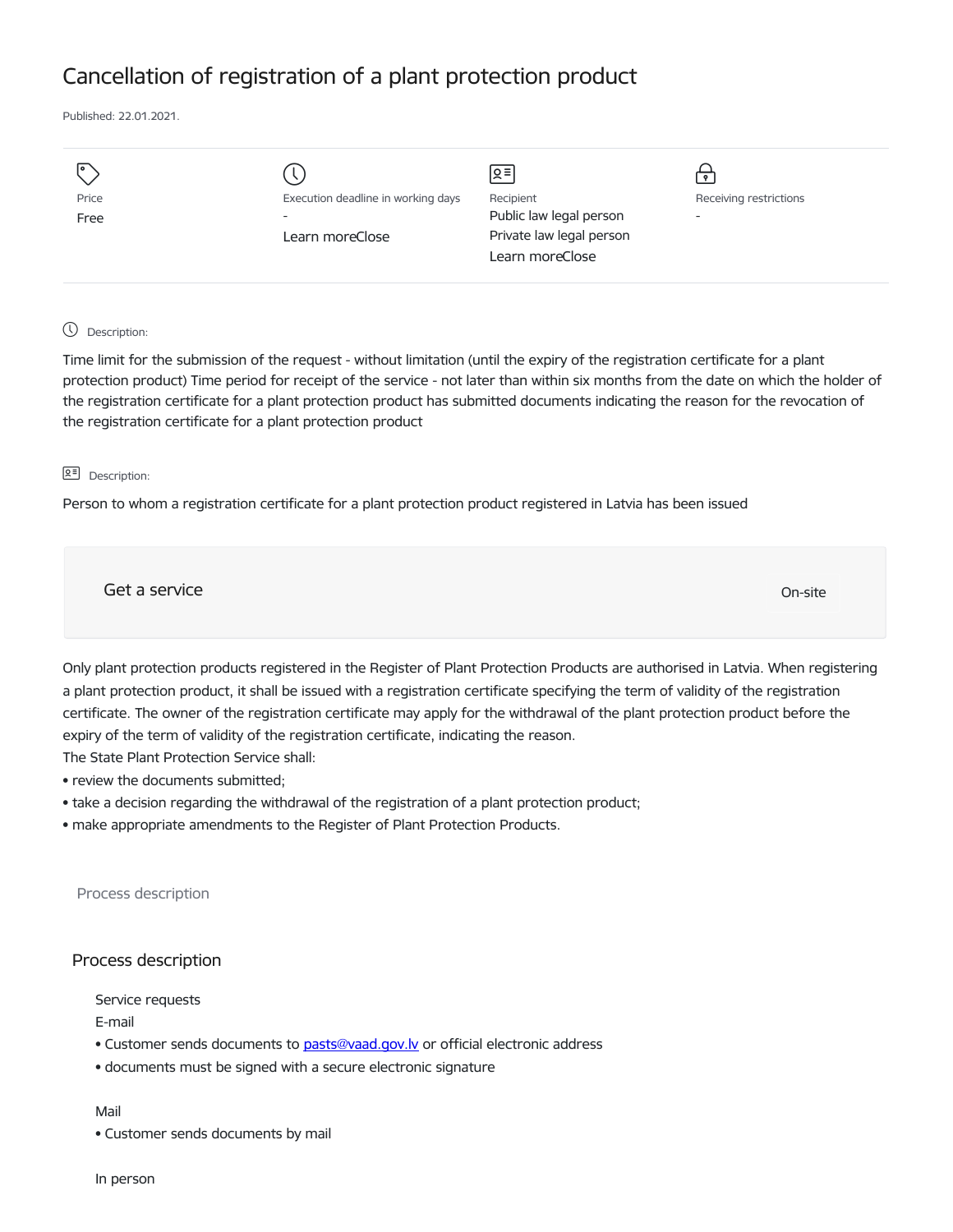# Cancellation of registration of a plant protection product

Published: 22.01.2021.

Price
Free

Execution deadline in working days
-
Learn moreClose

Recipient
Public law legal person
Private law legal person
Learn moreClose

Receiving restrictions
-

Description:

Time limit for the submission of the request - without limitation (until the expiry of the registration certificate for a plant protection product) Time period for receipt of the service - not later than within six months from the date on which the holder of the registration certificate for a plant protection product has submitted documents indicating the reason for the revocation of the registration certificate for a plant protection product

Description:

Person to whom a registration certificate for a plant protection product registered in Latvia has been issued

Get a service

On-site

Only plant protection products registered in the Register of Plant Protection Products are authorised in Latvia. When registering a plant protection product, it shall be issued with a registration certificate specifying the term of validity of the registration certificate. The owner of the registration certificate may apply for the withdrawal of the plant protection product before the expiry of the term of validity of the registration certificate, indicating the reason.
The State Plant Protection Service shall:

- review the documents submitted;
- take a decision regarding the withdrawal of the registration of a plant protection product;
- make appropriate amendments to the Register of Plant Protection Products.

Process description

## Process description

Service requests

E-mail

- Customer sends documents to pasts@vaad.gov.lv or official electronic address
- documents must be signed with a secure electronic signature

Mail

- Customer sends documents by mail

In person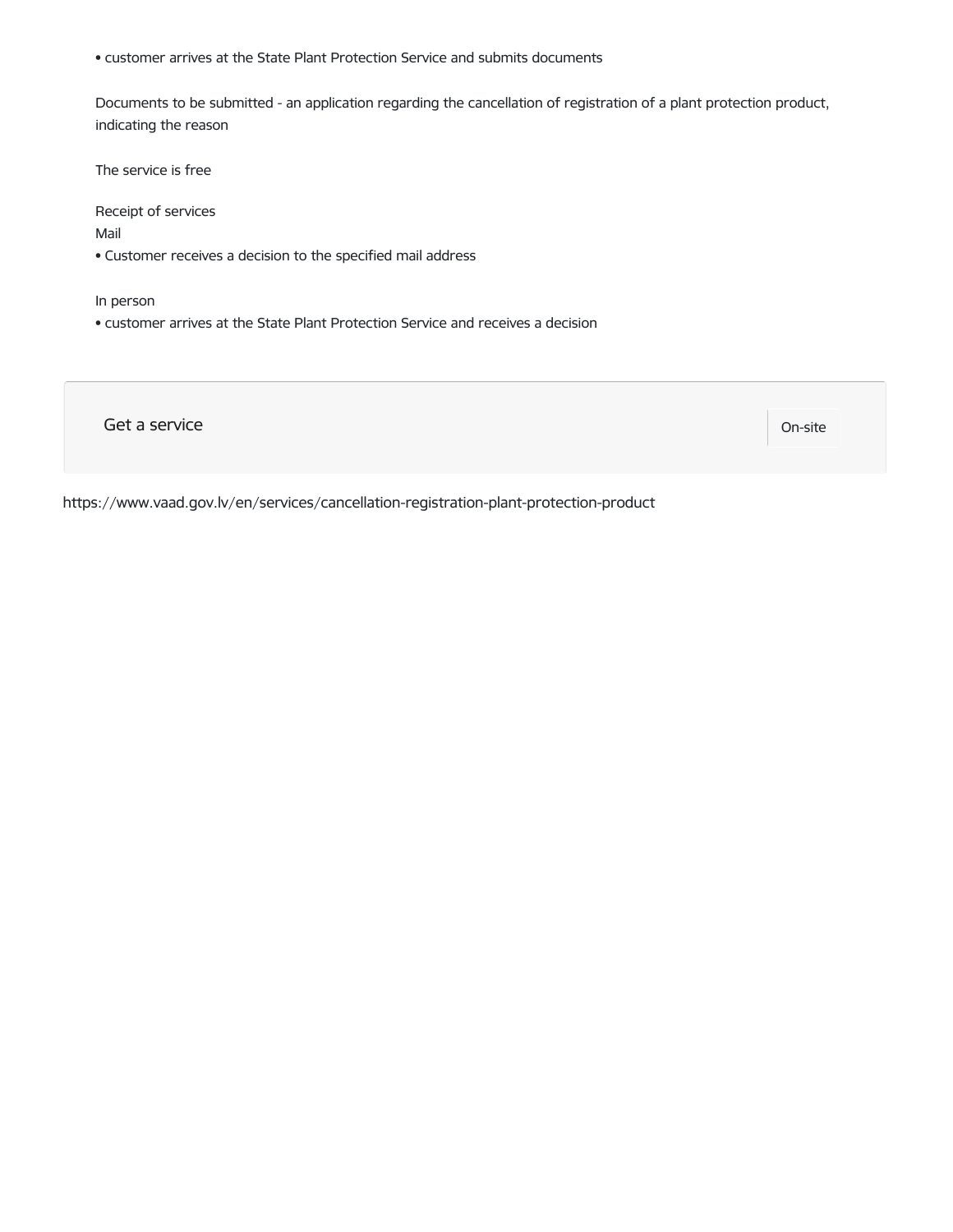- customer arrives at the State Plant Protection Service and submits documents

Documents to be submitted - an application regarding the cancellation of registration of a plant protection product, indicating the reason

The service is free

Receipt of services

Mail

- Customer receives a decision to the specified mail address

In person

- customer arrives at the State Plant Protection Service and receives a decision

Get a service

On-site

https://www.vaad.gov.lv/en/services/cancellation-registration-plant-protection-product